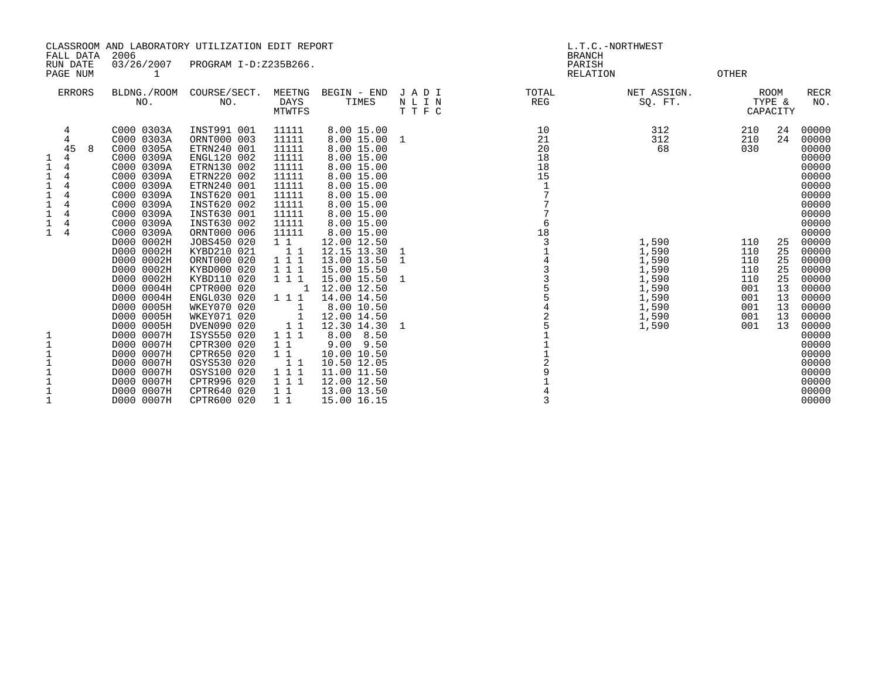CLASSROOM AND LABORATORY UTILIZATION EDIT REPORT
FALL DATA 2006
RUN DATE 03/26/2007 PROGRAM I-D:Z235B266.
PAGE NUM 1

L.T.C.-NORTHWEST
BRANCH
PARISH
RELATION OTHER

| ERRORS | BLDNG./ROOM NO. | COURSE/SECT. NO. | MEETNG DAYS MTWTFS | BEGIN - END TIMES | J A D I N L I N T T F C | TOTAL REG | NET ASSIGN. SQ. FT. | ROOM TYPE & | CAPACITY | RECR NO. |
|---|---|---|---|---|---|---|---|---|---|---|
| 4 | C000 0303A | INST991 001 | 11111 | 8.00 15.00 | | 10 | 312 | 210 | 24 | 00000 |
| 4 | C000 0303A | ORNT000 003 | 11111 | 8.00 15.00 | 1 | 21 | 312 | 210 | 24 | 00000 |
| 45 8 | C000 0305A | ETRN240 001 | 11111 | 8.00 15.00 | | 20 | 68 | 030 | | 00000 |
| 1 4 | C000 0309A | ENGL120 002 | 11111 | 8.00 15.00 | | 18 | | | | 00000 |
| 1 4 | C000 0309A | ETRN130 002 | 11111 | 8.00 15.00 | | 18 | | | | 00000 |
| 1 4 | C000 0309A | ETRN220 002 | 11111 | 8.00 15.00 | | 15 | | | | 00000 |
| 1 4 | C000 0309A | ETRN240 001 | 11111 | 8.00 15.00 | | 1 | | | | 00000 |
| 1 4 | C000 0309A | INST620 001 | 11111 | 8.00 15.00 | | 7 | | | | 00000 |
| 1 4 | C000 0309A | INST620 002 | 11111 | 8.00 15.00 | | 7 | | | | 00000 |
| 1 4 | C000 0309A | INST630 001 | 11111 | 8.00 15.00 | | 7 | | | | 00000 |
| 1 4 | C000 0309A | INST630 002 | 11111 | 8.00 15.00 | | 6 | | | | 00000 |
| 1 4 | C000 0309A | ORNT000 006 | 11111 | 8.00 15.00 | | 18 | | | | 00000 |
| | D000 0002H | JOBS450 020 | 1 1 | 12.00 12.50 | | 3 | 1,590 | 110 | 25 | 00000 |
| | D000 0002H | KYBD210 021 | 1 1 | 12.15 13.30 | 1 | 1 | 1,590 | 110 | 25 | 00000 |
| | D000 0002H | ORNT000 020 | 1 1 1 | 13.00 13.50 | 1 | 4 | 1,590 | 110 | 25 | 00000 |
| | D000 0002H | KYBD000 020 | 1 1 1 | 15.00 15.50 | | 3 | 1,590 | 110 | 25 | 00000 |
| | D000 0002H | KYBD110 020 | 1 1 1 | 15.00 15.50 | 1 | 3 | 1,590 | 110 | 25 | 00000 |
| | D000 0004H | CPTR000 020 | 1 | 12.00 12.50 | | 5 | 1,590 | 001 | 13 | 00000 |
| | D000 0004H | ENGL030 020 | 1 1 1 | 14.00 14.50 | | 5 | 1,590 | 001 | 13 | 00000 |
| | D000 0005H | WKEY070 020 | 1 | 8.00 10.50 | | 4 | 1,590 | 001 | 13 | 00000 |
| | D000 0005H | WKEY071 020 | 1 | 12.00 14.50 | | 2 | 1,590 | 001 | 13 | 00000 |
| | D000 0005H | DVEN090 020 | 1 1 | 12.30 14.30 | 1 | 5 | 1,590 | 001 | 13 | 00000 |
| 1 | D000 0007H | ISYS550 020 | 1 1 1 | 8.00 8.50 | | 1 | | | | 00000 |
| 1 | D000 0007H | CPTR300 020 | 1 1 | 9.00 9.50 | | 1 | | | | 00000 |
| 1 | D000 0007H | CPTR650 020 | 1 1 | 10.00 10.50 | | 1 | | | | 00000 |
| 1 | D000 0007H | OSYS530 020 | 1 1 | 10.50 12.05 | | 2 | | | | 00000 |
| 1 | D000 0007H | OSYS100 020 | 1 1 1 | 11.00 11.50 | | 9 | | | | 00000 |
| 1 | D000 0007H | CPTR996 020 | 1 1 1 | 12.00 12.50 | | 1 | | | | 00000 |
| 1 | D000 0007H | CPTR640 020 | 1 1 | 13.00 13.50 | | 4 | | | | 00000 |
| 1 | D000 0007H | CPTR600 020 | 1 1 | 15.00 16.15 | | 3 | | | | 00000 |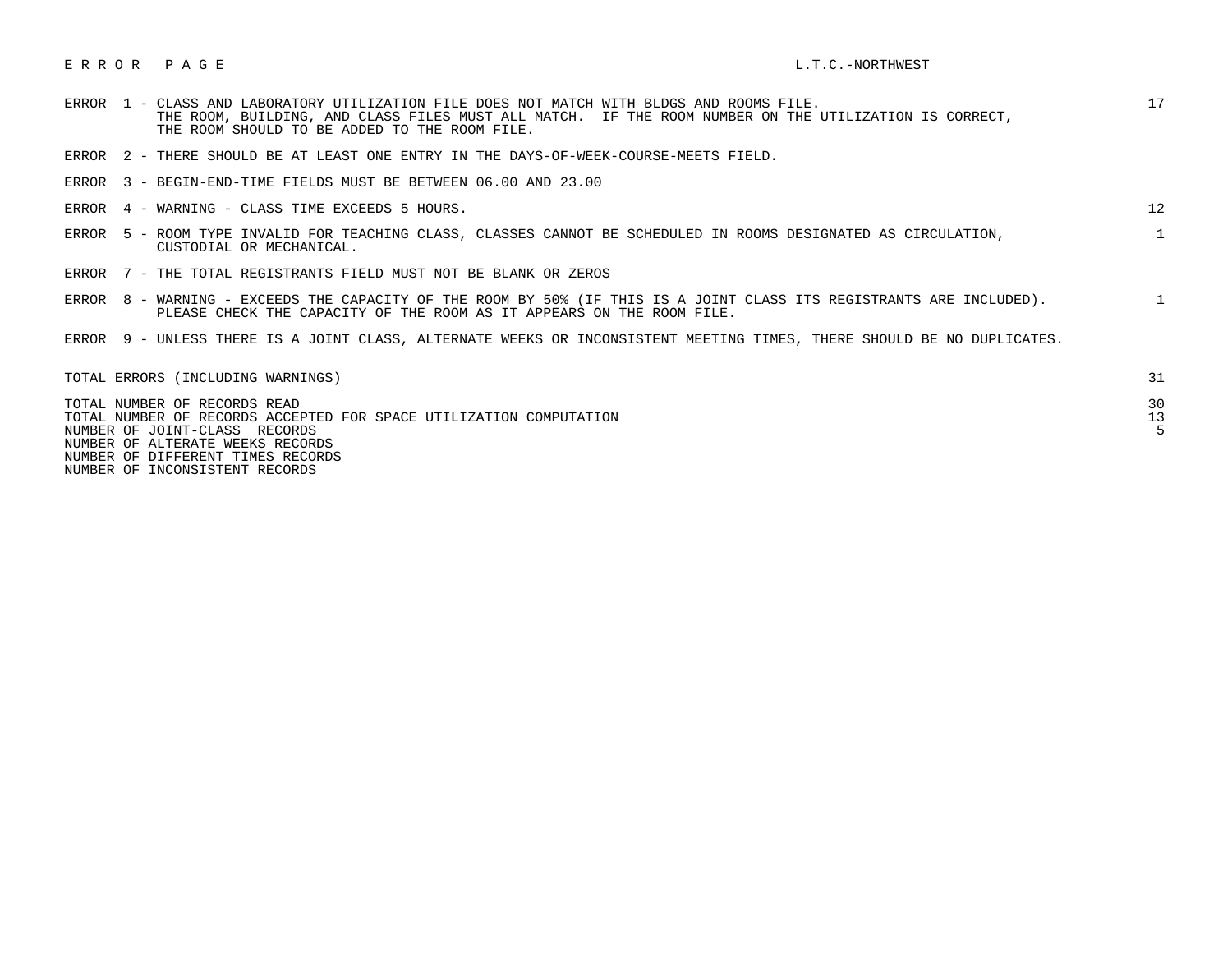# E R R O R   P A G E

L.T.C.-NORTHWEST

| Error | Description | Count |
|---|---|---|
| ERROR 1 | CLASS AND LABORATORY UTILIZATION FILE DOES NOT MATCH WITH BLDGS AND ROOMS FILE. THE ROOM, BUILDING, AND CLASS FILES MUST ALL MATCH. IF THE ROOM NUMBER ON THE UTILIZATION IS CORRECT, THE ROOM SHOULD TO BE ADDED TO THE ROOM FILE. | 17 |
| ERROR 2 | THERE SHOULD BE AT LEAST ONE ENTRY IN THE DAYS-OF-WEEK-COURSE-MEETS FIELD. | |
| ERROR 3 | BEGIN-END-TIME FIELDS MUST BE BETWEEN 06.00 AND 23.00 | |
| ERROR 4 | WARNING - CLASS TIME EXCEEDS 5 HOURS. | 12 |
| ERROR 5 | ROOM TYPE INVALID FOR TEACHING CLASS, CLASSES CANNOT BE SCHEDULED IN ROOMS DESIGNATED AS CIRCULATION, CUSTODIAL OR MECHANICAL. | 1 |
| ERROR 7 | THE TOTAL REGISTRANTS FIELD MUST NOT BE BLANK OR ZEROS | |
| ERROR 8 | WARNING - EXCEEDS THE CAPACITY OF THE ROOM BY 50% (IF THIS IS A JOINT CLASS ITS REGISTRANTS ARE INCLUDED). PLEASE CHECK THE CAPACITY OF THE ROOM AS IT APPEARS ON THE ROOM FILE. | 1 |
| ERROR 9 | UNLESS THERE IS A JOINT CLASS, ALTERNATE WEEKS OR INCONSISTENT MEETING TIMES, THERE SHOULD BE NO DUPLICATES. | |

| Summary | Count |
|---|---|
| TOTAL ERRORS (INCLUDING WARNINGS) | 31 |
| TOTAL NUMBER OF RECORDS READ | 30 |
| TOTAL NUMBER OF RECORDS ACCEPTED FOR SPACE UTILIZATION COMPUTATION | 13 |
| NUMBER OF JOINT-CLASS RECORDS | 5 |
| NUMBER OF ALTERNATE WEEKS RECORDS | |
| NUMBER OF DIFFERENT TIMES RECORDS | |
| NUMBER OF INCONSISTENT RECORDS | |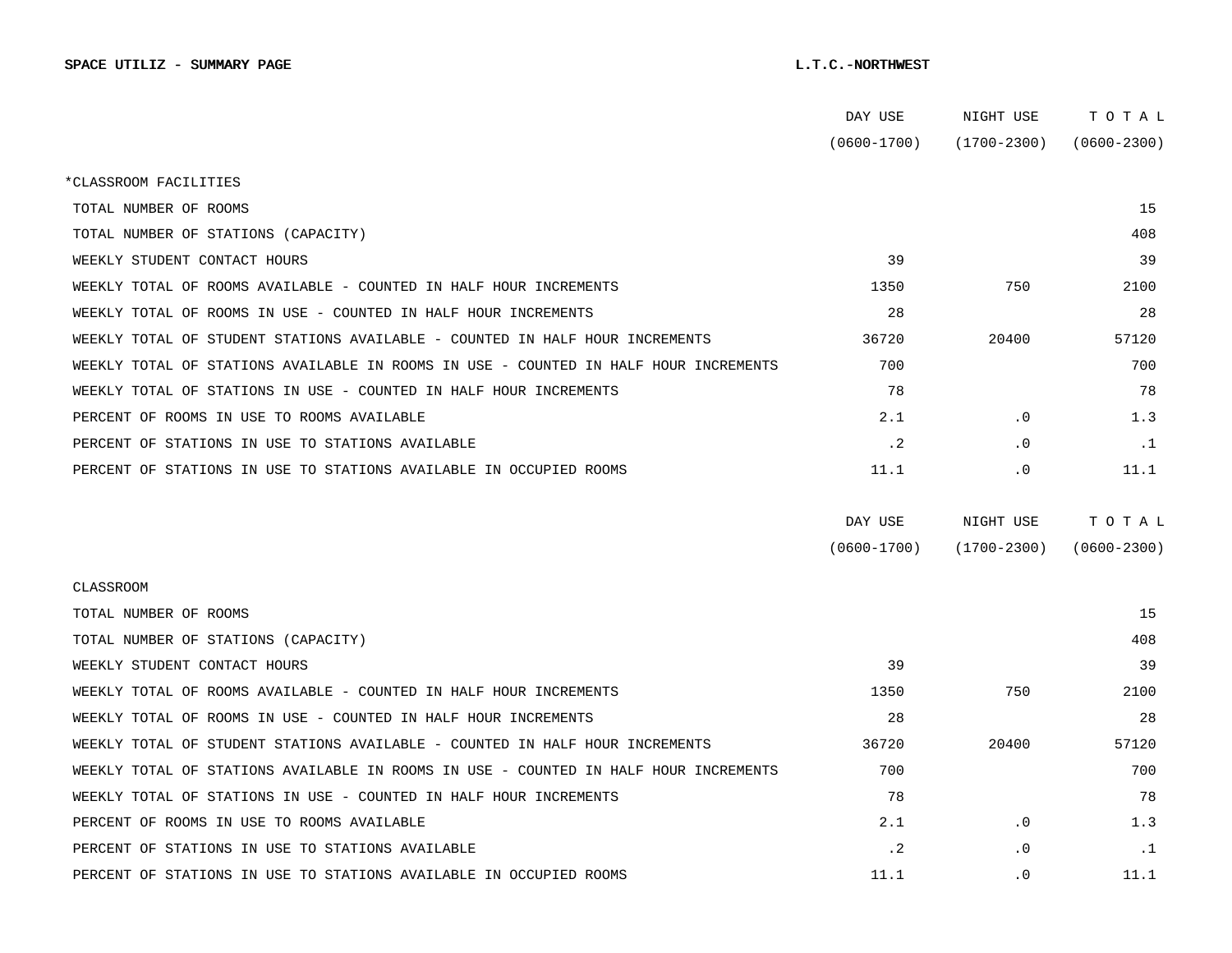**SPACE UTILIZ - SUMMARY PAGE** **L.T.C.-NORTHWEST**

| | DAY USE (0600-1700) | NIGHT USE (1700-2300) | T O T A L (0600-2300) |
|---|---|---|---|
| *CLASSROOM FACILITIES | | | |
| TOTAL NUMBER OF ROOMS | | | 15 |
| TOTAL NUMBER OF STATIONS (CAPACITY) | | | 408 |
| WEEKLY STUDENT CONTACT HOURS | 39 | | 39 |
| WEEKLY TOTAL OF ROOMS AVAILABLE - COUNTED IN HALF HOUR INCREMENTS | 1350 | 750 | 2100 |
| WEEKLY TOTAL OF ROOMS IN USE - COUNTED IN HALF HOUR INCREMENTS | 28 | | 28 |
| WEEKLY TOTAL OF STUDENT STATIONS AVAILABLE - COUNTED IN HALF HOUR INCREMENTS | 36720 | 20400 | 57120 |
| WEEKLY TOTAL OF STATIONS AVAILABLE IN ROOMS IN USE - COUNTED IN HALF HOUR INCREMENTS | 700 | | 700 |
| WEEKLY TOTAL OF STATIONS IN USE - COUNTED IN HALF HOUR INCREMENTS | 78 | | 78 |
| PERCENT OF ROOMS IN USE TO ROOMS AVAILABLE | 2.1 | .0 | 1.3 |
| PERCENT OF STATIONS IN USE TO STATIONS AVAILABLE | .2 | .0 | .1 |
| PERCENT OF STATIONS IN USE TO STATIONS AVAILABLE IN OCCUPIED ROOMS | 11.1 | .0 | 11.1 |

| | DAY USE (0600-1700) | NIGHT USE (1700-2300) | T O T A L (0600-2300) |
|---|---|---|---|
| CLASSROOM | | | |
| TOTAL NUMBER OF ROOMS | | | 15 |
| TOTAL NUMBER OF STATIONS (CAPACITY) | | | 408 |
| WEEKLY STUDENT CONTACT HOURS | 39 | | 39 |
| WEEKLY TOTAL OF ROOMS AVAILABLE - COUNTED IN HALF HOUR INCREMENTS | 1350 | 750 | 2100 |
| WEEKLY TOTAL OF ROOMS IN USE - COUNTED IN HALF HOUR INCREMENTS | 28 | | 28 |
| WEEKLY TOTAL OF STUDENT STATIONS AVAILABLE - COUNTED IN HALF HOUR INCREMENTS | 36720 | 20400 | 57120 |
| WEEKLY TOTAL OF STATIONS AVAILABLE IN ROOMS IN USE - COUNTED IN HALF HOUR INCREMENTS | 700 | | 700 |
| WEEKLY TOTAL OF STATIONS IN USE - COUNTED IN HALF HOUR INCREMENTS | 78 | | 78 |
| PERCENT OF ROOMS IN USE TO ROOMS AVAILABLE | 2.1 | .0 | 1.3 |
| PERCENT OF STATIONS IN USE TO STATIONS AVAILABLE | .2 | .0 | .1 |
| PERCENT OF STATIONS IN USE TO STATIONS AVAILABLE IN OCCUPIED ROOMS | 11.1 | .0 | 11.1 |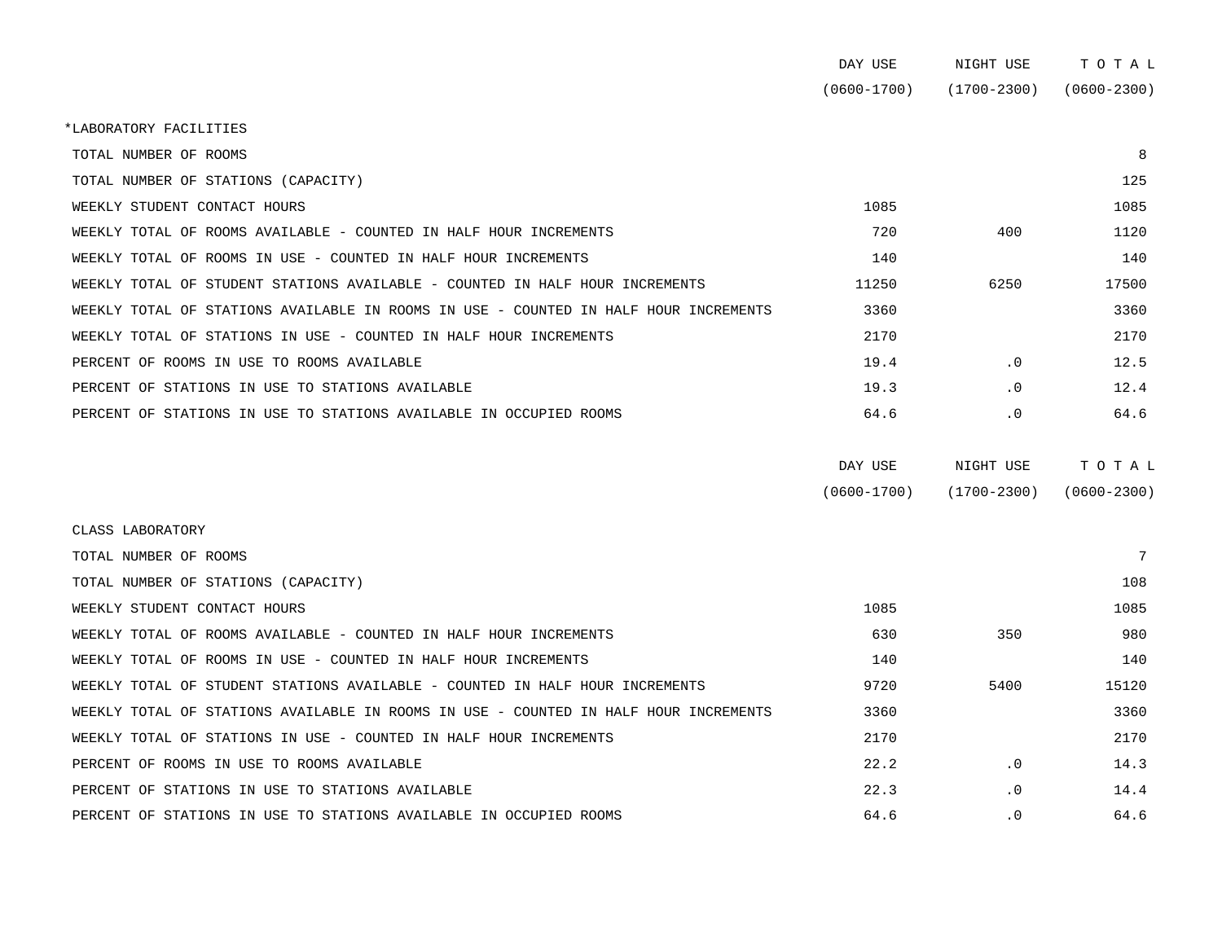| | DAY USE (0600-1700) | NIGHT USE (1700-2300) | T O T A L (0600-2300) |
|---|---|---|---|
| *LABORATORY FACILITIES | | | |
| TOTAL NUMBER OF ROOMS | | | 8 |
| TOTAL NUMBER OF STATIONS (CAPACITY) | | | 125 |
| WEEKLY STUDENT CONTACT HOURS | 1085 | | 1085 |
| WEEKLY TOTAL OF ROOMS AVAILABLE - COUNTED IN HALF HOUR INCREMENTS | 720 | 400 | 1120 |
| WEEKLY TOTAL OF ROOMS IN USE - COUNTED IN HALF HOUR INCREMENTS | 140 | | 140 |
| WEEKLY TOTAL OF STUDENT STATIONS AVAILABLE - COUNTED IN HALF HOUR INCREMENTS | 11250 | 6250 | 17500 |
| WEEKLY TOTAL OF STATIONS AVAILABLE IN ROOMS IN USE - COUNTED IN HALF HOUR INCREMENTS | 3360 | | 3360 |
| WEEKLY TOTAL OF STATIONS IN USE - COUNTED IN HALF HOUR INCREMENTS | 2170 | | 2170 |
| PERCENT OF ROOMS IN USE TO ROOMS AVAILABLE | 19.4 | .0 | 12.5 |
| PERCENT OF STATIONS IN USE TO STATIONS AVAILABLE | 19.3 | .0 | 12.4 |
| PERCENT OF STATIONS IN USE TO STATIONS AVAILABLE IN OCCUPIED ROOMS | 64.6 | .0 | 64.6 |

| | DAY USE (0600-1700) | NIGHT USE (1700-2300) | T O T A L (0600-2300) |
|---|---|---|---|
| CLASS LABORATORY | | | |
| TOTAL NUMBER OF ROOMS | | | 7 |
| TOTAL NUMBER OF STATIONS (CAPACITY) | | | 108 |
| WEEKLY STUDENT CONTACT HOURS | 1085 | | 1085 |
| WEEKLY TOTAL OF ROOMS AVAILABLE - COUNTED IN HALF HOUR INCREMENTS | 630 | 350 | 980 |
| WEEKLY TOTAL OF ROOMS IN USE - COUNTED IN HALF HOUR INCREMENTS | 140 | | 140 |
| WEEKLY TOTAL OF STUDENT STATIONS AVAILABLE - COUNTED IN HALF HOUR INCREMENTS | 9720 | 5400 | 15120 |
| WEEKLY TOTAL OF STATIONS AVAILABLE IN ROOMS IN USE - COUNTED IN HALF HOUR INCREMENTS | 3360 | | 3360 |
| WEEKLY TOTAL OF STATIONS IN USE - COUNTED IN HALF HOUR INCREMENTS | 2170 | | 2170 |
| PERCENT OF ROOMS IN USE TO ROOMS AVAILABLE | 22.2 | .0 | 14.3 |
| PERCENT OF STATIONS IN USE TO STATIONS AVAILABLE | 22.3 | .0 | 14.4 |
| PERCENT OF STATIONS IN USE TO STATIONS AVAILABLE IN OCCUPIED ROOMS | 64.6 | .0 | 64.6 |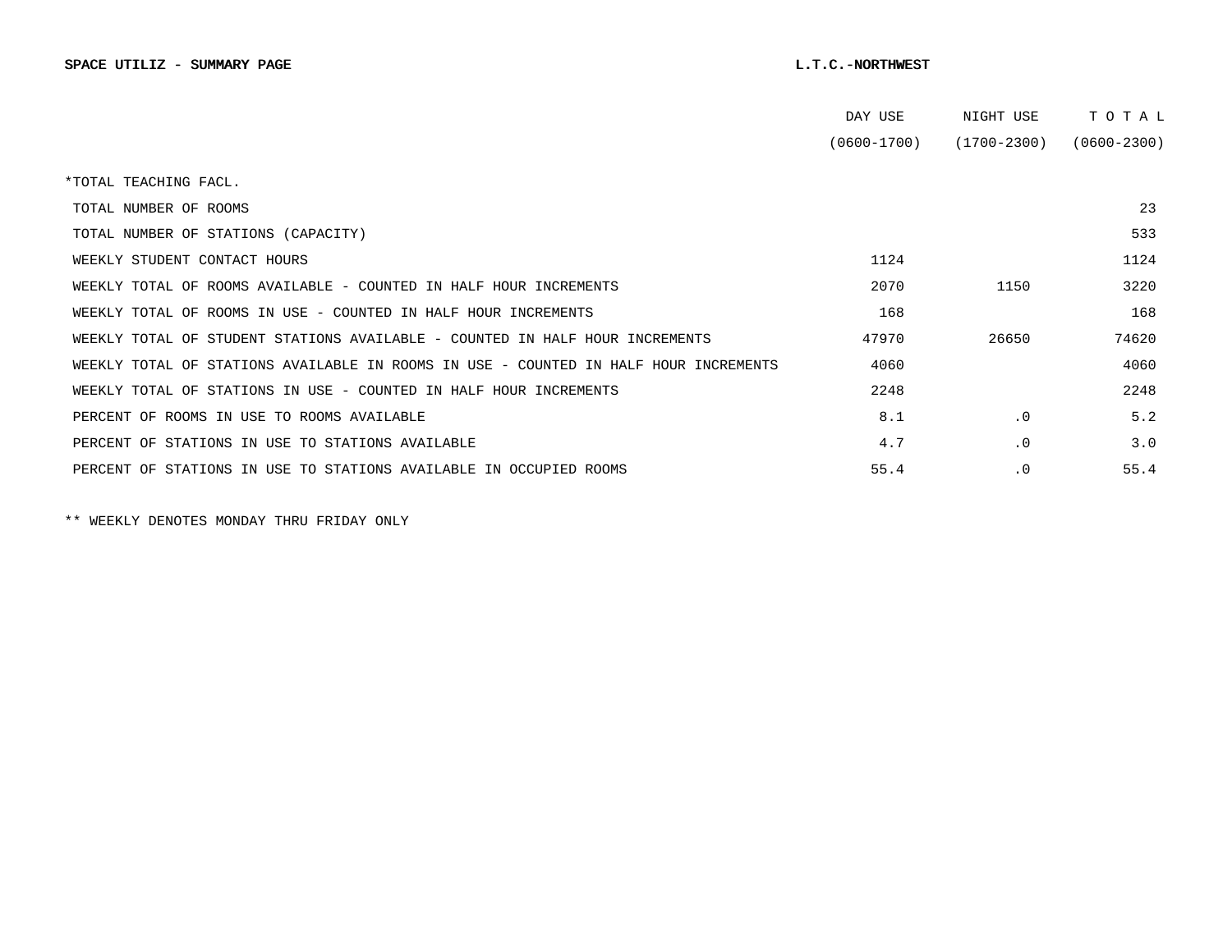**SPACE UTILIZ - SUMMARY PAGE** **L.T.C.-NORTHWEST**

| | DAY USE (0600-1700) | NIGHT USE (1700-2300) | T O T A L (0600-2300) |
|---|---|---|---|
| *TOTAL TEACHING FACL. | | | |
| TOTAL NUMBER OF ROOMS | | | 23 |
| TOTAL NUMBER OF STATIONS (CAPACITY) | | | 533 |
| WEEKLY STUDENT CONTACT HOURS | 1124 | | 1124 |
| WEEKLY TOTAL OF ROOMS AVAILABLE - COUNTED IN HALF HOUR INCREMENTS | 2070 | 1150 | 3220 |
| WEEKLY TOTAL OF ROOMS IN USE - COUNTED IN HALF HOUR INCREMENTS | 168 | | 168 |
| WEEKLY TOTAL OF STUDENT STATIONS AVAILABLE - COUNTED IN HALF HOUR INCREMENTS | 47970 | 26650 | 74620 |
| WEEKLY TOTAL OF STATIONS AVAILABLE IN ROOMS IN USE - COUNTED IN HALF HOUR INCREMENTS | 4060 | | 4060 |
| WEEKLY TOTAL OF STATIONS IN USE - COUNTED IN HALF HOUR INCREMENTS | 2248 | | 2248 |
| PERCENT OF ROOMS IN USE TO ROOMS AVAILABLE | 8.1 | .0 | 5.2 |
| PERCENT OF STATIONS IN USE TO STATIONS AVAILABLE | 4.7 | .0 | 3.0 |
| PERCENT OF STATIONS IN USE TO STATIONS AVAILABLE IN OCCUPIED ROOMS | 55.4 | .0 | 55.4 |

** WEEKLY DENOTES MONDAY THRU FRIDAY ONLY